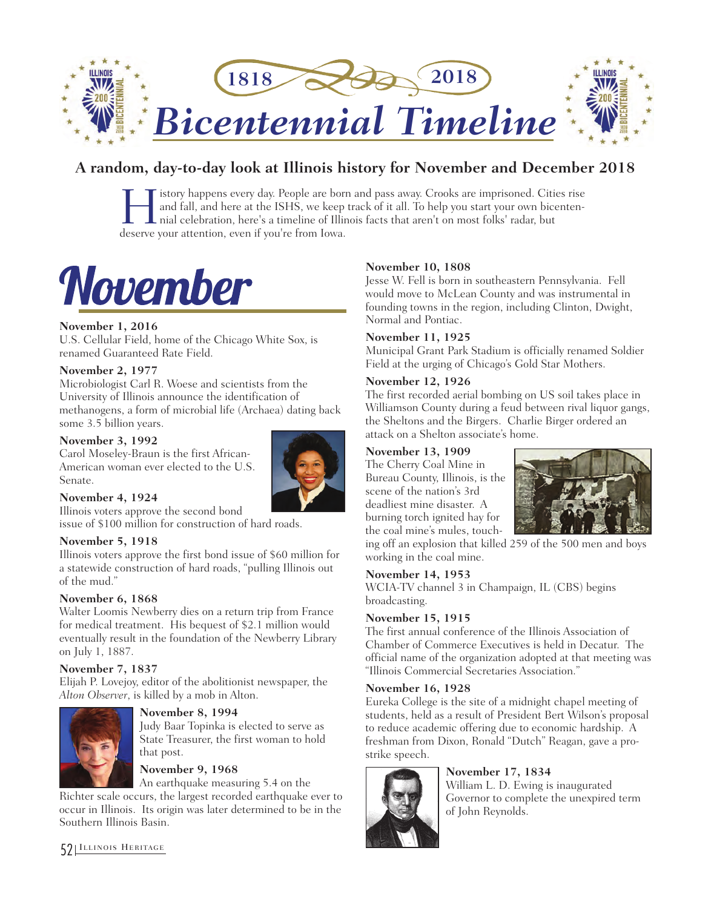# 1818 2018 Bicentennial Timeline

## A random, day-to-day look at Illinois history for November and December 2018

History happens every day. People are born and pass away. Crooks are imprisoned. Cities rise and fall, and here at the ISHS, we keep track of it all. To help you start your own bicentennial celebration, here's a timeline of Illinois facts that aren't on most folks' radar, but deserve your attention, even if you're from Iowa.

# November

**November 1, 2016**
U.S. Cellular Field, home of the Chicago White Sox, is renamed Guaranteed Rate Field.

**November 2, 1977**
Microbiologist Carl R. Woese and scientists from the University of Illinois announce the identification of methanogens, a form of microbial life (Archaea) dating back some 3.5 billion years.

**November 3, 1992**
Carol Moseley-Braun is the first African-American woman ever elected to the U.S. Senate.

**November 4, 1924**
Illinois voters approve the second bond issue of $100 million for construction of hard roads.

**November 5, 1918**
Illinois voters approve the first bond issue of $60 million for a statewide construction of hard roads, "pulling Illinois out of the mud."

**November 6, 1868**
Walter Loomis Newberry dies on a return trip from France for medical treatment. His bequest of $2.1 million would eventually result in the foundation of the Newberry Library on July 1, 1887.

**November 7, 1837**
Elijah P. Lovejoy, editor of the abolitionist newspaper, the *Alton Observer*, is killed by a mob in Alton.

**November 8, 1994**
Judy Baar Topinka is elected to serve as State Treasurer, the first woman to hold that post.

**November 9, 1968**
An earthquake measuring 5.4 on the Richter scale occurs, the largest recorded earthquake ever to occur in Illinois. Its origin was later determined to be in the Southern Illinois Basin.

**November 10, 1808**
Jesse W. Fell is born in southeastern Pennsylvania. Fell would move to McLean County and was instrumental in founding towns in the region, including Clinton, Dwight, Normal and Pontiac.

**November 11, 1925**
Municipal Grant Park Stadium is officially renamed Soldier Field at the urging of Chicago's Gold Star Mothers.

**November 12, 1926**
The first recorded aerial bombing on US soil takes place in Williamson County during a feud between rival liquor gangs, the Sheltons and the Birgers. Charlie Birger ordered an attack on a Shelton associate's home.

**November 13, 1909**
The Cherry Coal Mine in Bureau County, Illinois, is the scene of the nation's 3rd deadliest mine disaster. A burning torch ignited hay for the coal mine's mules, touching off an explosion that killed 259 of the 500 men and boys working in the coal mine.

**November 14, 1953**
WCIA-TV channel 3 in Champaign, IL (CBS) begins broadcasting.

**November 15, 1915**
The first annual conference of the Illinois Association of Chamber of Commerce Executives is held in Decatur. The official name of the organization adopted at that meeting was "Illinois Commercial Secretaries Association."

**November 16, 1928**
Eureka College is the site of a midnight chapel meeting of students, held as a result of President Bert Wilson's proposal to reduce academic offering due to economic hardship. A freshman from Dixon, Ronald "Dutch" Reagan, gave a pro-strike speech.

**November 17, 1834**
William L. D. Ewing is inaugurated Governor to complete the unexpired term of John Reynolds.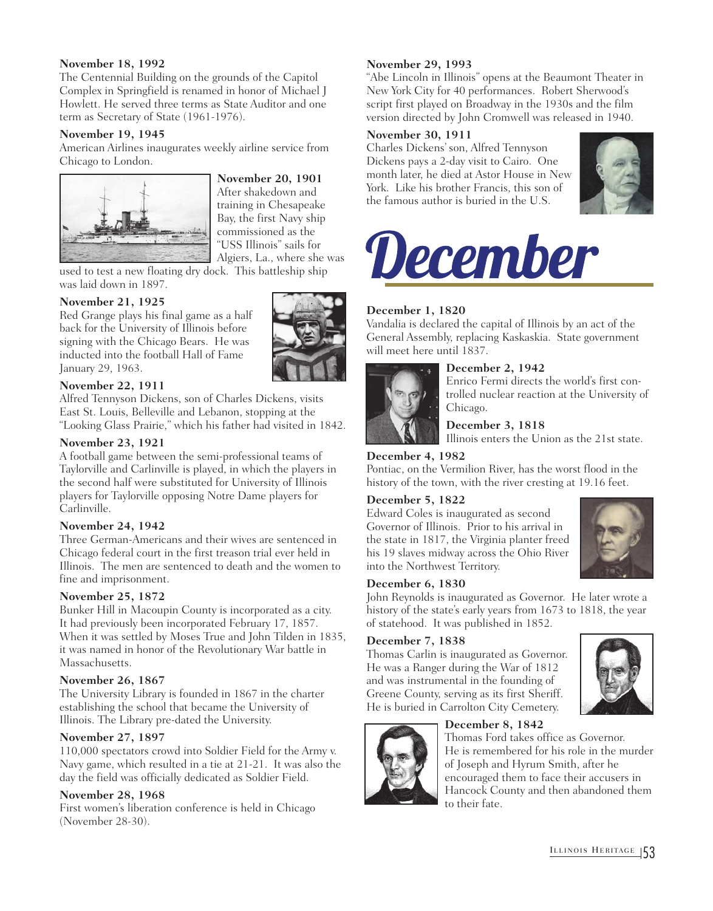**November 18, 1992**
The Centennial Building on the grounds of the Capitol Complex in Springfield is renamed in honor of Michael J Howlett. He served three terms as State Auditor and one term as Secretary of State (1961-1976).

**November 19, 1945**
American Airlines inaugurates weekly airline service from Chicago to London.

**November 20, 1901**
After shakedown and training in Chesapeake Bay, the first Navy ship commissioned as the "USS Illinois" sails for Algiers, La., where she was used to test a new floating dry dock. This battleship ship was laid down in 1897.

**November 21, 1925**
Red Grange plays his final game as a half back for the University of Illinois before signing with the Chicago Bears. He was inducted into the football Hall of Fame January 29, 1963.

**November 22, 1911**
Alfred Tennyson Dickens, son of Charles Dickens, visits East St. Louis, Belleville and Lebanon, stopping at the "Looking Glass Prairie," which his father had visited in 1842.

**November 23, 1921**
A football game between the semi-professional teams of Taylorville and Carlinville is played, in which the players in the second half were substituted for University of Illinois players for Taylorville opposing Notre Dame players for Carlinville.

**November 24, 1942**
Three German-Americans and their wives are sentenced in Chicago federal court in the first treason trial ever held in Illinois. The men are sentenced to death and the women to fine and imprisonment.

**November 25, 1872**
Bunker Hill in Macoupin County is incorporated as a city. It had previously been incorporated February 17, 1857. When it was settled by Moses True and John Tilden in 1835, it was named in honor of the Revolutionary War battle in Massachusetts.

**November 26, 1867**
The University Library is founded in 1867 in the charter establishing the school that became the University of Illinois. The Library pre-dated the University.

**November 27, 1897**
110,000 spectators crowd into Soldier Field for the Army v. Navy game, which resulted in a tie at 21-21. It was also the day the field was officially dedicated as Soldier Field.

**November 28, 1968**
First women's liberation conference is held in Chicago (November 28-30).

**November 29, 1993**
"Abe Lincoln in Illinois" opens at the Beaumont Theater in New York City for 40 performances. Robert Sherwood's script first played on Broadway in the 1930s and the film version directed by John Cromwell was released in 1940.

**November 30, 1911**
Charles Dickens' son, Alfred Tennyson Dickens pays a 2-day visit to Cairo. One month later, he died at Astor House in New York. Like his brother Francis, this son of the famous author is buried in the U.S.

# *December*

**December 1, 1820**
Vandalia is declared the capital of Illinois by an act of the General Assembly, replacing Kaskaskia. State government will meet here until 1837.

**December 2, 1942**
Enrico Fermi directs the world's first controlled nuclear reaction at the University of Chicago.

**December 3, 1818**
Illinois enters the Union as the 21st state.

**December 4, 1982**
Pontiac, on the Vermilion River, has the worst flood in the history of the town, with the river cresting at 19.16 feet.

**December 5, 1822**
Edward Coles is inaugurated as second Governor of Illinois. Prior to his arrival in the state in 1817, the Virginia planter freed his 19 slaves midway across the Ohio River into the Northwest Territory.

**December 6, 1830**
John Reynolds is inaugurated as Governor. He later wrote a history of the state's early years from 1673 to 1818, the year of statehood. It was published in 1852.

**December 7, 1838**
Thomas Carlin is inaugurated as Governor. He was a Ranger during the War of 1812 and was instrumental in the founding of Greene County, serving as its first Sheriff. He is buried in Carrolton City Cemetery.

**December 8, 1842**
Thomas Ford takes office as Governor. He is remembered for his role in the murder of Joseph and Hyrum Smith, after he encouraged them to face their accusers in Hancock County and then abandoned them to their fate.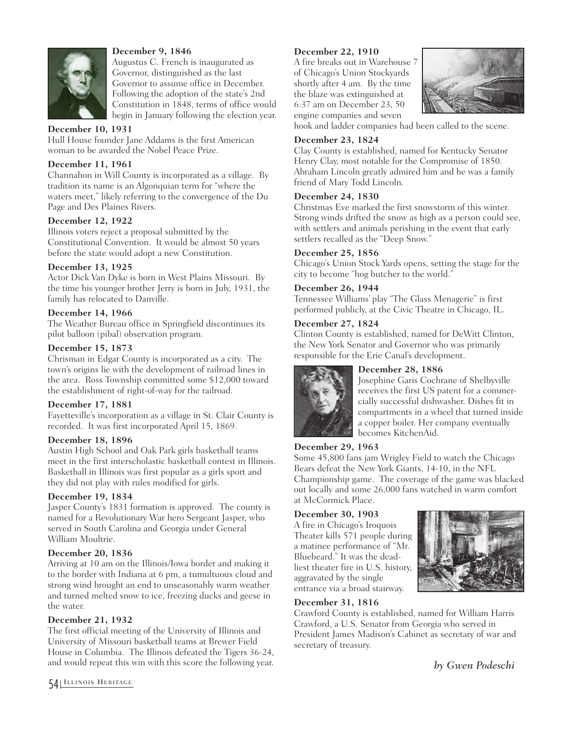**December 9, 1846**

Augustus C. French is inaugurated as Governor, distinguished as the last Governor to assume office in December. Following the adoption of the state's 2nd Constitution in 1848, terms of office would begin in January following the election year.

**December 10, 1931**

Hull House founder Jane Addams is the first American woman to be awarded the Nobel Peace Prize.

**December 11, 1961**

Channahon in Will County is incorporated as a village. By tradition its name is an Algonquian term for "where the waters meet," likely referring to the convergence of the Du Page and Des Plaines Rivers.

**December 12, 1922**

Illinois voters reject a proposal submitted by the Constitutional Convention. It would be almost 50 years before the state would adopt a new Constitution.

**December 13, 1925**

Actor Dick Van Dyke is born in West Plains Missouri. By the time his younger brother Jerry is born in July, 1931, the family has relocated to Danville.

**December 14, 1966**

The Weather Bureau office in Springfield discontinues its pilot balloon (pibal) observation program.

**December 15, 1873**

Chrisman in Edgar County is incorporated as a city. The town's origins lie with the development of railroad lines in the area. Ross Township committed some $12,000 toward the establishment of right-of-way for the railroad.

**December 17, 1881**

Fayetteville's incorporation as a village in St. Clair County is recorded. It was first incorporated April 15, 1869.

**December 18, 1896**

Austin High School and Oak Park girls basketball teams meet in the first interscholastic basketball contest in Illinois. Basketball in Illinois was first popular as a girls sport and they did not play with rules modified for girls.

**December 19, 1834**

Jasper County's 1831 formation is approved. The county is named for a Revolutionary War hero Sergeant Jasper, who served in South Carolina and Georgia under General William Moultrie.

**December 20, 1836**

Arriving at 10 am on the Illinois/Iowa border and making it to the border with Indiana at 6 pm, a tumultuous cloud and strong wind brought an end to unseasonably warm weather and turned melted snow to ice, freezing ducks and geese in the water.

**December 21, 1932**

The first official meeting of the University of Illinois and University of Missouri basketball teams at Brewer Field House in Columbia. The Illinois defeated the Tigers 36-24, and would repeat this win with this score the following year.

**December 22, 1910**

A fire breaks out in Warehouse 7 of Chicago's Union Stockyards shortly after 4 am. By the time the blaze was extinguished at 6:37 am on December 23, 50 engine companies and seven hook and ladder companies had been called to the scene.

**December 23, 1824**

Clay County is established, named for Kentucky Senator Henry Clay, most notable for the Compromise of 1850. Abraham Lincoln greatly admired him and he was a family friend of Mary Todd Lincoln.

**December 24, 1830**

Christmas Eve marked the first snowstorm of this winter. Strong winds drifted the snow as high as a person could see, with settlers and animals perishing in the event that early settlers recalled as the "Deep Snow."

**December 25, 1856**

Chicago's Union Stock Yards opens, setting the stage for the city to become "hog butcher to the world."

**December 26, 1944**

Tennessee Williams' play "The Glass Menagerie" is first performed publicly, at the Civic Theatre in Chicago, IL.

**December 27, 1824**

Clinton County is established, named for DeWitt Clinton, the New York Senator and Governor who was primarily responsible for the Erie Canal's development.

**December 28, 1886**

Josephine Garis Cochrane of Shelbyville receives the first US patent for a commercially successful dishwasher. Dishes fit in compartments in a wheel that turned inside a copper boiler. Her company eventually becomes KitchenAid.

**December 29, 1963**

Some 45,800 fans jam Wrigley Field to watch the Chicago Bears defeat the New York Giants, 14-10, in the NFL Championship game. The coverage of the game was blacked out locally and some 26,000 fans watched in warm comfort at McCormick Place.

**December 30, 1903**

A fire in Chicago's Iroquois Theater kills 571 people during a matinee performance of "Mr. Bluebeard." It was the deadliest theater fire in U.S. history, aggravated by the single entrance via a broad stairway.

**December 31, 1816**

Crawford County is established, named for William Harris Crawford, a U.S. Senator from Georgia who served in President James Madison's Cabinet as secretary of war and secretary of treasury.

*by Gwen Podeschi*